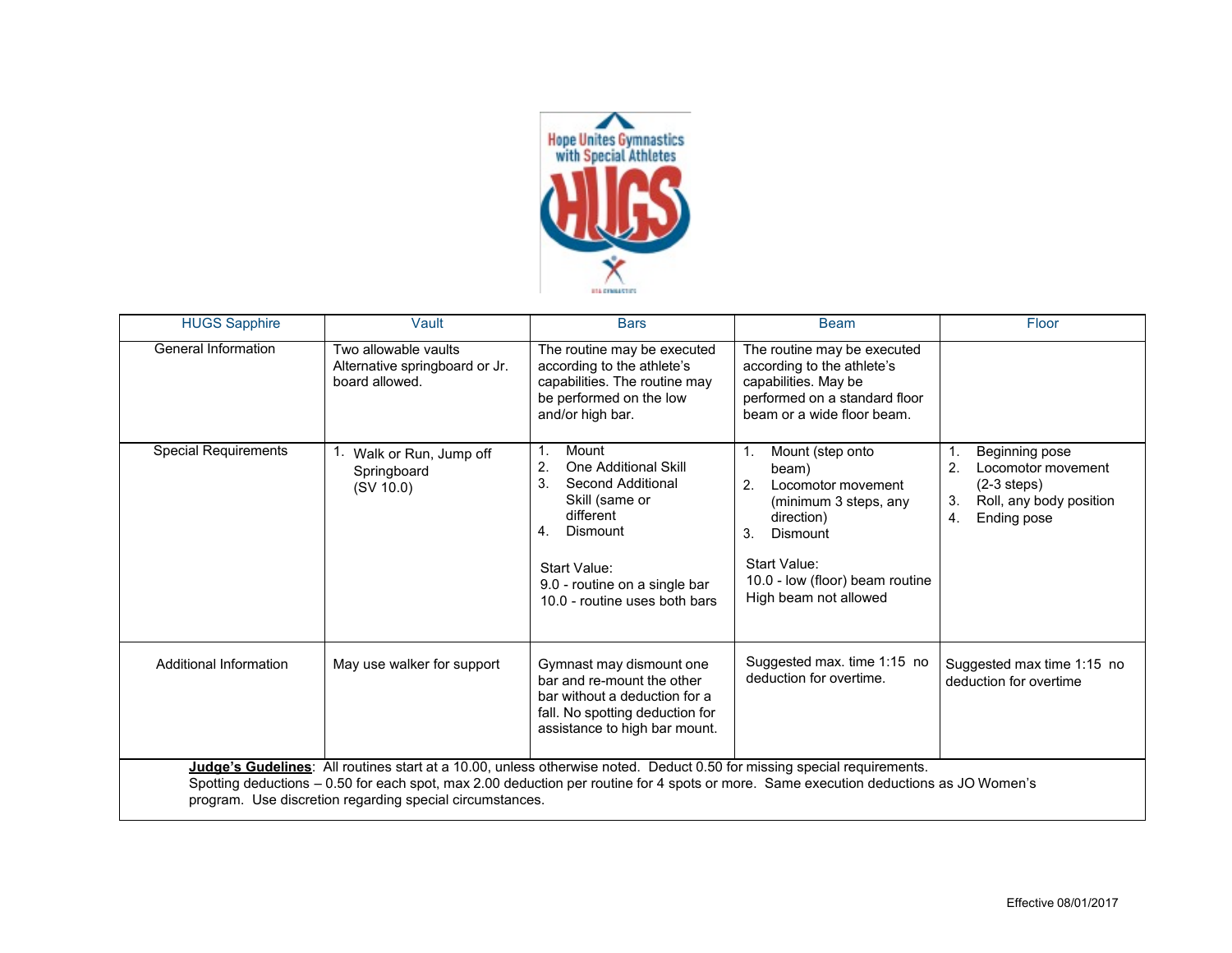| HUGS Sapphire | Vault | Bars | Beam | Floor |
|---|---|---|---|---|
| General Information | Two allowable vaults<br>Alternative springboard or Jr. board allowed. | The routine may be executed according to the athlete's capabilities. The routine may be performed on the low and/or high bar. | The routine may be executed according to the athlete's capabilities. May be performed on a standard floor beam or a wide floor beam. | |
| Special Requirements | 1. Walk or Run, Jump off Springboard (SV 10.0) | 1. Mount<br>2. One Additional Skill<br>3. Second Additional Skill (same or different<br>4. Dismount<br><br>Start Value:<br>9.0 - routine on a single bar<br>10.0 - routine uses both bars | 1. Mount (step onto beam)<br>2. Locomotor movement (minimum 3 steps, any direction)<br>3. Dismount<br><br>Start Value:<br>10.0 - low (floor) beam routine<br>High beam not allowed | 1. Beginning pose<br>2. Locomotor movement (2-3 steps)<br>3. Roll, any body position<br>4. Ending pose |
| Additional Information | May use walker for support | Gymnast may dismount one bar and re-mount the other bar without a deduction for a fall. No spotting deduction for assistance to high bar mount. | Suggested max. time 1:15 no deduction for overtime. | Suggested max time 1:15 no deduction for overtime |

**Judge's Gudelines**: All routines start at a 10.00, unless otherwise noted. Deduct 0.50 for missing special requirements. Spotting deductions – 0.50 for each spot, max 2.00 deduction per routine for 4 spots or more. Same execution deductions as JO Women's program. Use discretion regarding special circumstances.

Effective 08/01/2017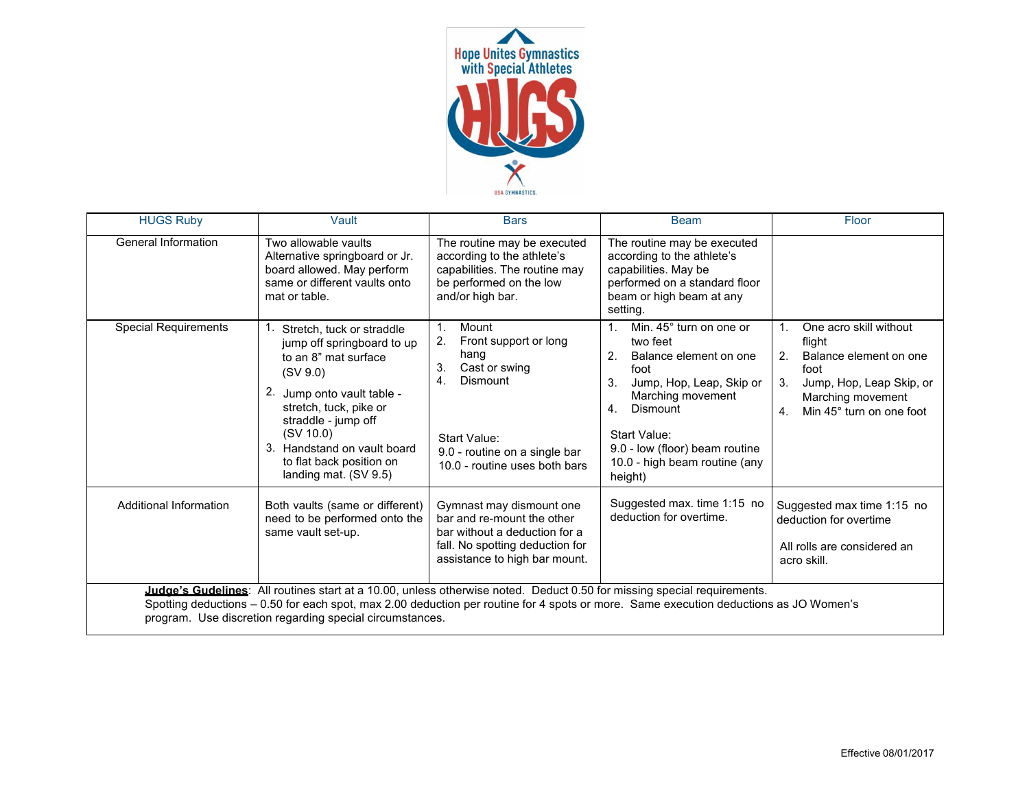| HUGS Ruby | Vault | Bars | Beam | Floor |
|---|---|---|---|---|
| General Information | Two allowable vaults Alternative springboard or Jr. board allowed. May perform same or different vaults onto mat or table. | The routine may be executed according to the athlete's capabilities. The routine may be performed on the low and/or high bar. | The routine may be executed according to the athlete's capabilities. May be performed on a standard floor beam or high beam at any setting. | |
| Special Requirements | 1. Stretch, tuck or straddle jump off springboard to up to an 8" mat surface (SV 9.0)<br>2. Jump onto vault table - stretch, tuck, pike or straddle - jump off (SV 10.0)<br>3. Handstand on vault board to flat back position on landing mat. (SV 9.5) | 1. Mount<br>2. Front support or long hang<br>3. Cast or swing<br>4. Dismount<br><br>Start Value:<br>9.0 - routine on a single bar<br>10.0 - routine uses both bars | 1. Min. 45° turn on one or two feet<br>2. Balance element on one foot<br>3. Jump, Hop, Leap, Skip or Marching movement<br>4. Dismount<br><br>Start Value:<br>9.0 - low (floor) beam routine<br>10.0 - high beam routine (any height) | 1. One acro skill without flight<br>2. Balance element on one foot<br>3. Jump, Hop, Leap Skip, or Marching movement<br>4. Min 45° turn on one foot |
| Additional Information | Both vaults (same or different) need to be performed onto the same vault set-up. | Gymnast may dismount one bar and re-mount the other bar without a deduction for a fall. No spotting deduction for assistance to high bar mount. | Suggested max. time 1:15 no deduction for overtime. | Suggested max time 1:15 no deduction for overtime<br><br>All rolls are considered an acro skill. |

**Judge's Gudelines**: All routines start at a 10.00, unless otherwise noted. Deduct 0.50 for missing special requirements. Spotting deductions – 0.50 for each spot, max 2.00 deduction per routine for 4 spots or more. Same execution deductions as JO Women's program. Use discretion regarding special circumstances.

Effective 08/01/2017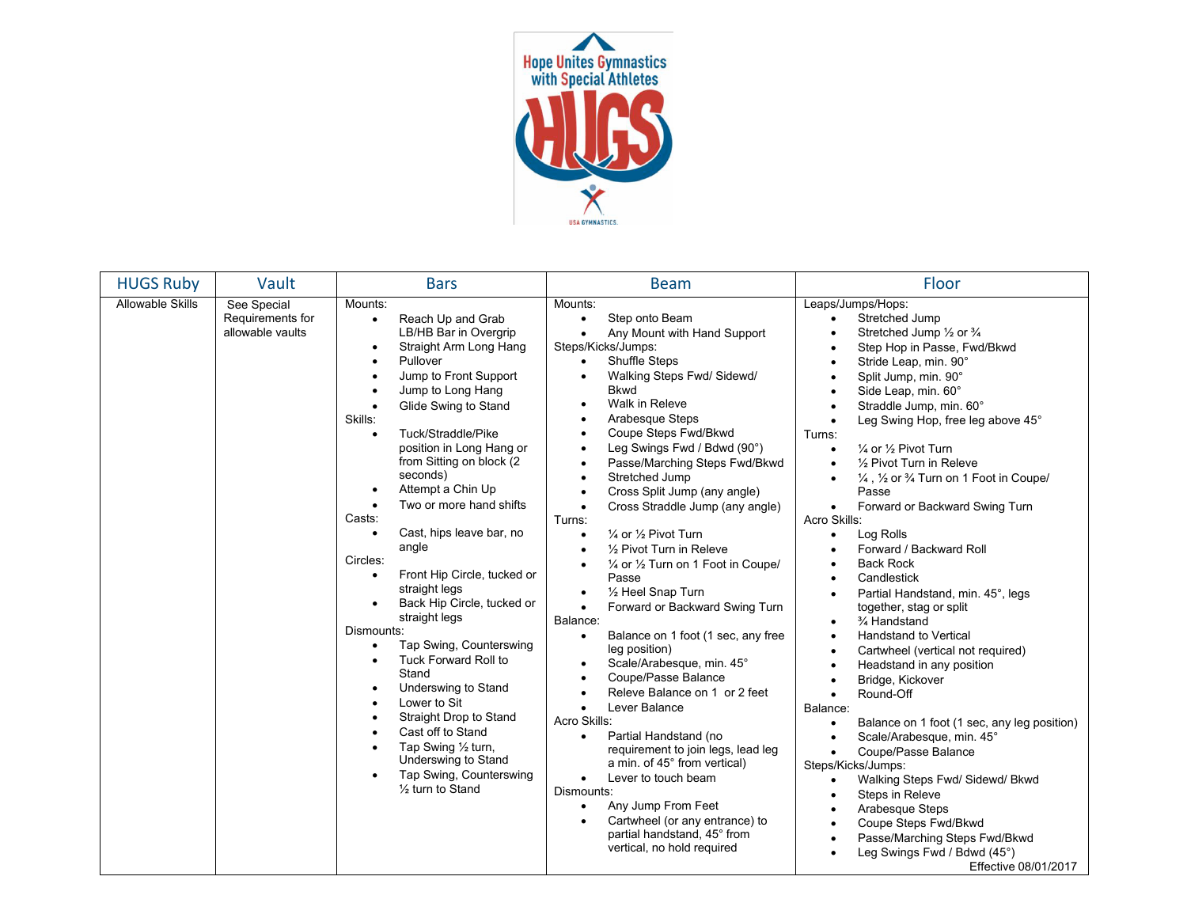| HUGS Ruby | Vault | Bars | Beam | Floor |
|---|---|---|---|---|
| Allowable Skills | See Special Requirements for allowable vaults | Mounts:<br>• Reach Up and Grab LB/HB Bar in Overgrip<br>• Straight Arm Long Hang<br>• Pullover<br>• Jump to Front Support<br>• Jump to Long Hang<br>• Glide Swing to Stand<br>Skills:<br>• Tuck/Straddle/Pike position in Long Hang or from Sitting on block (2 seconds)<br>• Attempt a Chin Up<br>• Two or more hand shifts<br>Casts:<br>• Cast, hips leave bar, no angle<br>Circles:<br>• Front Hip Circle, tucked or straight legs<br>• Back Hip Circle, tucked or straight legs<br>Dismounts:<br>• Tap Swing, Counterswing<br>• Tuck Forward Roll to Stand<br>• Underswing to Stand<br>• Lower to Sit<br>• Straight Drop to Stand<br>• Cast off to Stand<br>• Tap Swing ½ turn, Underswing to Stand<br>• Tap Swing, Counterswing ½ turn to Stand | Mounts:<br>• Step onto Beam<br>• Any Mount with Hand Support<br>Steps/Kicks/Jumps:<br>• Shuffle Steps<br>• Walking Steps Fwd/ Sidewd/ Bkwd<br>• Walk in Releve<br>• Arabesque Steps<br>• Coupe Steps Fwd/Bkwd<br>• Leg Swings Fwd / Bdwd (90°)<br>• Passe/Marching Steps Fwd/Bkwd<br>• Stretched Jump<br>• Cross Split Jump (any angle)<br>• Cross Straddle Jump (any angle)<br>Turns:<br>• ¼ or ½ Pivot Turn<br>• ½ Pivot Turn in Releve<br>• ¼ or ½ Turn on 1 Foot in Coupe/ Passe<br>• ½ Heel Snap Turn<br>• Forward or Backward Swing Turn<br>Balance:<br>• Balance on 1 foot (1 sec, any free leg position)<br>• Scale/Arabesque, min. 45°<br>• Coupe/Passe Balance<br>• Releve Balance on 1 or 2 feet<br>• Lever Balance<br>Acro Skills:<br>• Partial Handstand (no requirement to join legs, lead leg a min. of 45° from vertical)<br>• Lever to touch beam<br>Dismounts:<br>• Any Jump From Feet<br>• Cartwheel (or any entrance) to partial handstand, 45° from vertical, no hold required | Leaps/Jumps/Hops:<br>• Stretched Jump<br>• Stretched Jump ½ or ¾<br>• Step Hop in Passe, Fwd/Bkwd<br>• Stride Leap, min. 90°<br>• Split Jump, min. 90°<br>• Side Leap, min. 60°<br>• Straddle Jump, min. 60°<br>• Leg Swing Hop, free leg above 45°<br>Turns:<br>• ¼ or ½ Pivot Turn<br>• ½ Pivot Turn in Releve<br>• ¼ , ½ or ¾ Turn on 1 Foot in Coupe/ Passe<br>• Forward or Backward Swing Turn<br>Acro Skills:<br>• Log Rolls<br>• Forward / Backward Roll<br>• Back Rock<br>• Candlestick<br>• Partial Handstand, min. 45°, legs together, stag or split<br>• ¾ Handstand<br>• Handstand to Vertical<br>• Cartwheel (vertical not required)<br>• Headstand in any position<br>• Bridge, Kickover<br>• Round-Off<br>Balance:<br>• Balance on 1 foot (1 sec, any leg position)<br>• Scale/Arabesque, min. 45°<br>• Coupe/Passe Balance<br>Steps/Kicks/Jumps:<br>• Walking Steps Fwd/ Sidewd/ Bkwd<br>• Steps in Releve<br>• Arabesque Steps<br>• Coupe Steps Fwd/Bkwd<br>• Passe/Marching Steps Fwd/Bkwd<br>• Leg Swings Fwd / Bdwd (45°) |

Effective 08/01/2017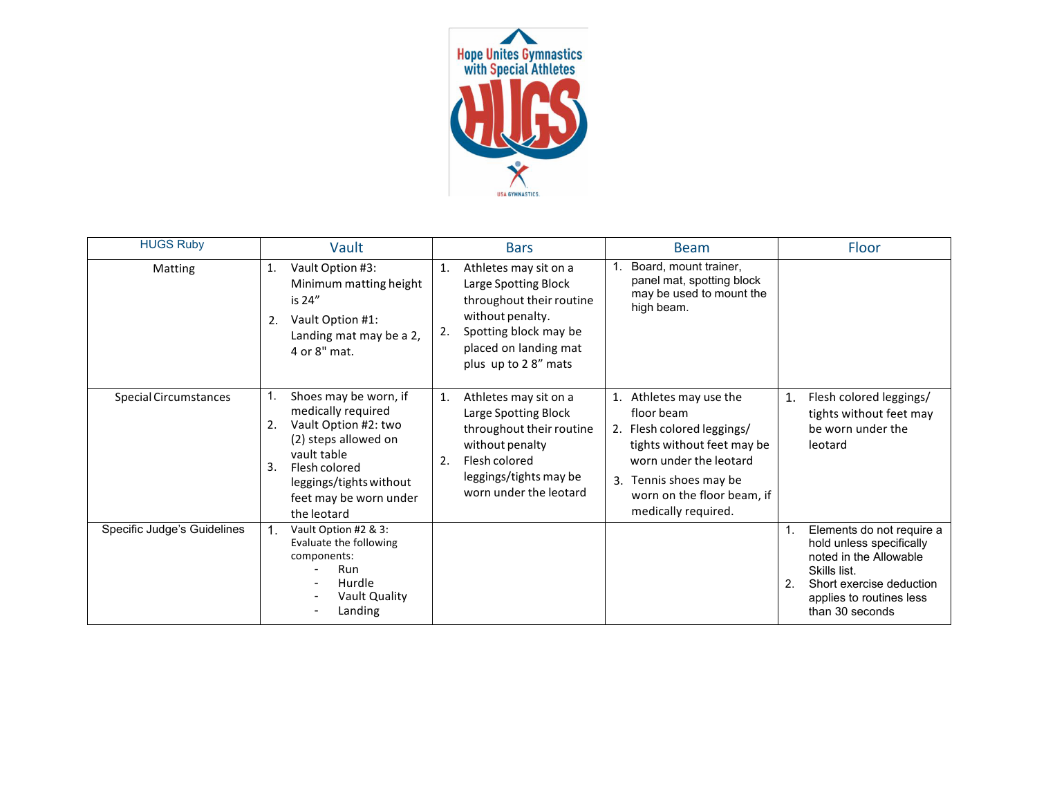| HUGS Ruby | Vault | Bars | Beam | Floor |
|---|---|---|---|---|
| Matting | 1. Vault Option #3: Minimum matting height is 24" <br> 2. Vault Option #1: Landing mat may be a 2, 4 or 8" mat. | 1. Athletes may sit on a Large Spotting Block throughout their routine without penalty. <br> 2. Spotting block may be placed on landing mat plus up to 2 8" mats | 1. Board, mount trainer, panel mat, spotting block may be used to mount the high beam. | |
| Special Circumstances | 1. Shoes may be worn, if medically required <br> 2. Vault Option #2: two (2) steps allowed on vault table <br> 3. Flesh colored leggings/tights without feet may be worn under the leotard | 1. Athletes may sit on a Large Spotting Block throughout their routine without penalty <br> 2. Flesh colored leggings/tights may be worn under the leotard | 1. Athletes may use the floor beam <br> 2. Flesh colored leggings/ tights without feet may be worn under the leotard <br> 3. Tennis shoes may be worn on the floor beam, if medically required. | 1. Flesh colored leggings/ tights without feet may be worn under the leotard |
| Specific Judge's Guidelines | 1. Vault Option #2 & 3: Evaluate the following components: <br> - Run <br> - Hurdle <br> - Vault Quality <br> - Landing | | | 1. Elements do not require a hold unless specifically noted in the Allowable Skills list. <br> 2. Short exercise deduction applies to routines less than 30 seconds |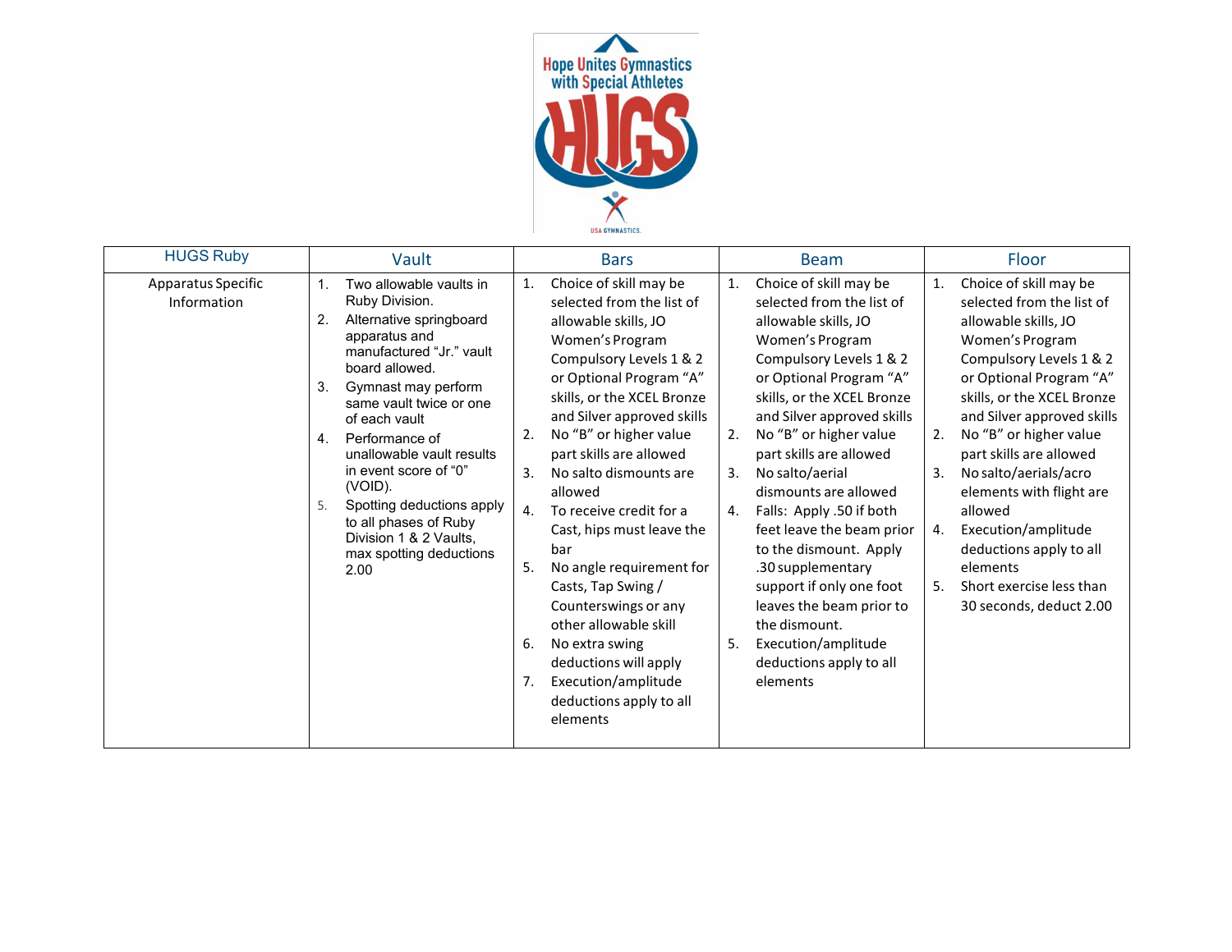Hope Unites Gymnastics with Special Athletes

HUGS

USA GYMNASTICS.

| HUGS Ruby | Vault | Bars | Beam | Floor |
|---|---|---|---|---|
| Apparatus Specific Information | 1. Two allowable vaults in Ruby Division.<br>2. Alternative springboard apparatus and manufactured "Jr." vault board allowed.<br>3. Gymnast may perform same vault twice or one of each vault<br>4. Performance of unallowable vault results in event score of "0" (VOID).<br>5. Spotting deductions apply to all phases of Ruby Division 1 & 2 Vaults, max spotting deductions 2.00 | 1. Choice of skill may be selected from the list of allowable skills, JO Women's Program Compulsory Levels 1 & 2 or Optional Program "A" skills, or the XCEL Bronze and Silver approved skills<br>2. No "B" or higher value part skills are allowed<br>3. No salto dismounts are allowed<br>4. To receive credit for a Cast, hips must leave the bar<br>5. No angle requirement for Casts, Tap Swing / Counterswings or any other allowable skill<br>6. No extra swing deductions will apply<br>7. Execution/amplitude deductions apply to all elements | 1. Choice of skill may be selected from the list of allowable skills, JO Women's Program Compulsory Levels 1 & 2 or Optional Program "A" skills, or the XCEL Bronze and Silver approved skills<br>2. No "B" or higher value part skills are allowed<br>3. No salto/aerial dismounts are allowed<br>4. Falls: Apply .50 if both feet leave the beam prior to the dismount. Apply .30 supplementary support if only one foot leaves the beam prior to the dismount.<br>5. Execution/amplitude deductions apply to all elements | 1. Choice of skill may be selected from the list of allowable skills, JO Women's Program Compulsory Levels 1 & 2 or Optional Program "A" skills, or the XCEL Bronze and Silver approved skills<br>2. No "B" or higher value part skills are allowed<br>3. No salto/aerials/acro elements with flight are allowed<br>4. Execution/amplitude deductions apply to all elements<br>5. Short exercise less than 30 seconds, deduct 2.00 |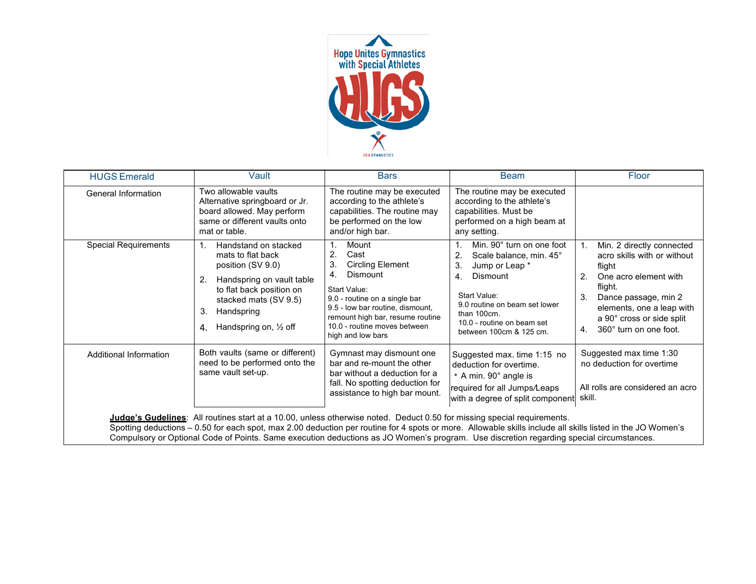Hope Unites Gymnastics with Special Athletes

HUGS

USA GYMNASTICS

| HUGS Emerald | Vault | Bars | Beam | Floor |
|---|---|---|---|---|
| General Information | Two allowable vaults Alternative springboard or Jr. board allowed. May perform same or different vaults onto mat or table. | The routine may be executed according to the athlete's capabilities. The routine may be performed on the low and/or high bar. | The routine may be executed according to the athlete's capabilities. Must be performed on a high beam at any setting. | |
| Special Requirements | 1. Handstand on stacked mats to flat back position (SV 9.0)<br>2. Handspring on vault table to flat back position on stacked mats (SV 9.5)<br>3. Handspring<br>4. Handspring on, ½ off | 1. Mount<br>2. Cast<br>3. Circling Element<br>4. Dismount<br><br>Start Value:<br>9.0 - routine on a single bar<br>9.5 - low bar routine, dismount, remount high bar, resume routine<br>10.0 - routine moves between high and low bars | 1. Min. 90° turn on one foot<br>2. Scale balance, min. 45°<br>3. Jump or Leap *<br>4. Dismount<br><br>Start Value:<br>9.0 routine on beam set lower than 100cm.<br>10.0 - routine on beam set between 100cm & 125 cm. | 1. Min. 2 directly connected acro skills with or without flight<br>2. One acro element with flight.<br>3. Dance passage, min 2 elements, one a leap with a 90° cross or side split<br>4. 360° turn on one foot. |
| Additional Information | Both vaults (same or different) need to be performed onto the same vault set-up. | Gymnast may dismount one bar and re-mount the other bar without a deduction for a fall. No spotting deduction for assistance to high bar mount. | Suggested max. time 1:15 no deduction for overtime.<br>* A min. 90° angle is required for all Jumps/Leaps with a degree of split component | Suggested max time 1:30 no deduction for overtime<br><br>All rolls are considered an acro skill. |

**Judge's Gudelines**: All routines start at a 10.00, unless otherwise noted. Deduct 0.50 for missing special requirements. Spotting deductions – 0.50 for each spot, max 2.00 deduction per routine for 4 spots or more. Allowable skills include all skills listed in the JO Women's Compulsory or Optional Code of Points. Same execution deductions as JO Women's program. Use discretion regarding special circumstances.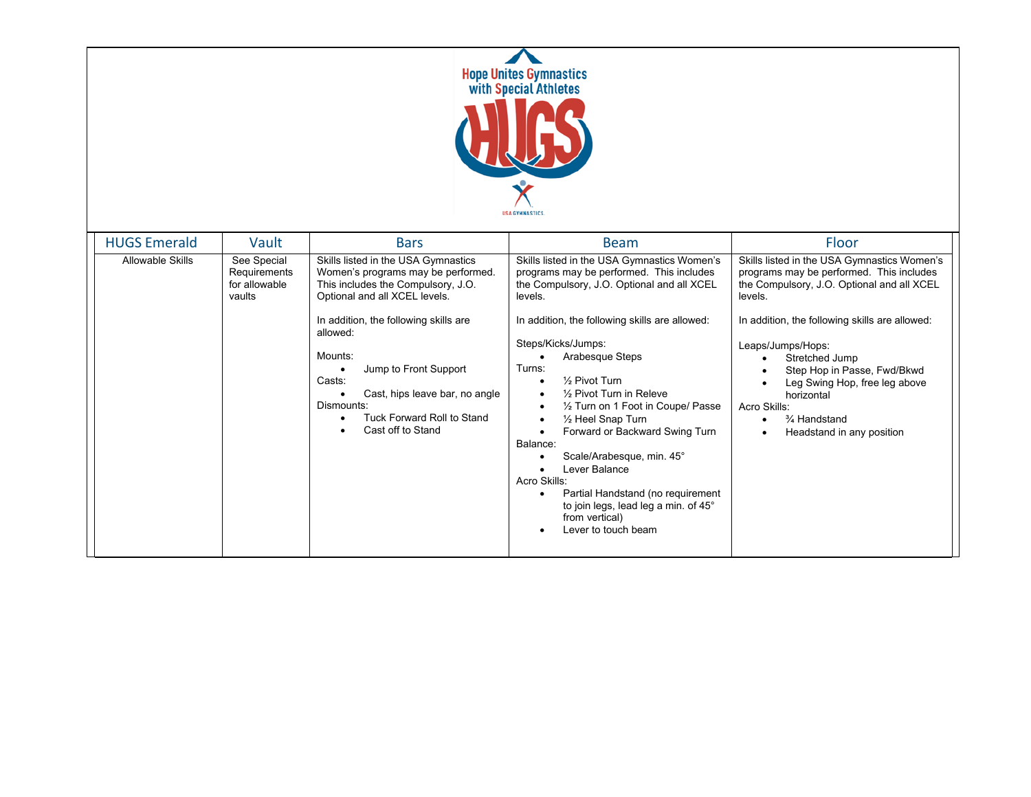Hope Unites Gymnastics with Special Athletes

HUGS

USA GYMNASTICS

| HUGS Emerald | Vault | Bars | Beam | Floor |
|---|---|---|---|---|
| Allowable Skills | See Special Requirements for allowable vaults | Skills listed in the USA Gymnastics Women's programs may be performed. This includes the Compulsory, J.O. Optional and all XCEL levels.<br><br>In addition, the following skills are allowed:<br><br>Mounts:<br>• Jump to Front Support<br>Casts:<br>• Cast, hips leave bar, no angle<br>Dismounts:<br>• Tuck Forward Roll to Stand<br>• Cast off to Stand | Skills listed in the USA Gymnastics Women's programs may be performed. This includes the Compulsory, J.O. Optional and all XCEL levels.<br><br>In addition, the following skills are allowed:<br><br>Steps/Kicks/Jumps:<br>• Arabesque Steps<br>Turns:<br>• ½ Pivot Turn<br>• ½ Pivot Turn in Releve<br>• ½ Turn on 1 Foot in Coupe/ Passe<br>• ½ Heel Snap Turn<br>• Forward or Backward Swing Turn<br>Balance:<br>• Scale/Arabesque, min. 45°<br>• Lever Balance<br>Acro Skills:<br>• Partial Handstand (no requirement to join legs, lead leg a min. of 45° from vertical)<br>• Lever to touch beam | Skills listed in the USA Gymnastics Women's programs may be performed. This includes the Compulsory, J.O. Optional and all XCEL levels.<br><br>In addition, the following skills are allowed:<br><br>Leaps/Jumps/Hops:<br>• Stretched Jump<br>• Step Hop in Passe, Fwd/Bkwd<br>• Leg Swing Hop, free leg above horizontal<br>Acro Skills:<br>• ¾ Handstand<br>• Headstand in any position |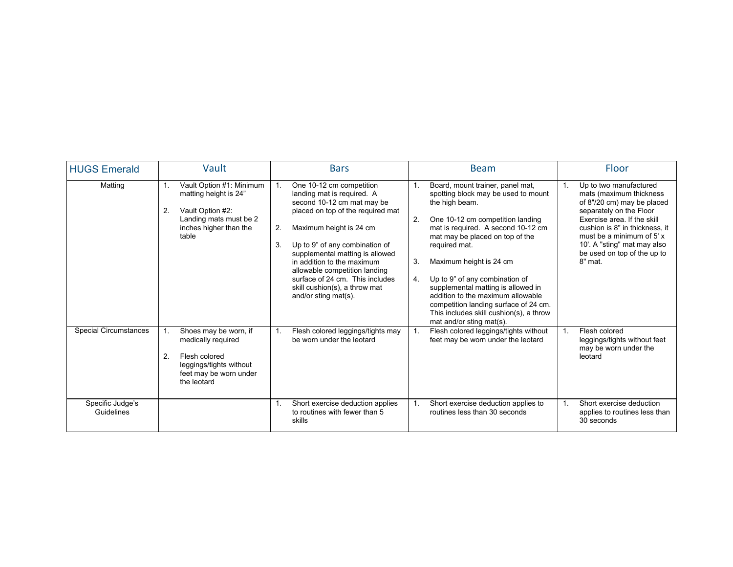| HUGS Emerald | Vault | Bars | Beam | Floor |
|---|---|---|---|---|
| Matting | 1. Vault Option #1: Minimum matting height is 24"<br><br>2. Vault Option #2: Landing mats must be 2 inches higher than the table | 1. One 10-12 cm competition landing mat is required. A second 10-12 cm mat may be placed on top of the required mat<br><br>2. Maximum height is 24 cm<br><br>3. Up to 9" of any combination of supplemental matting is allowed in addition to the maximum allowable competition landing surface of 24 cm. This includes skill cushion(s), a throw mat and/or sting mat(s). | 1. Board, mount trainer, panel mat, spotting block may be used to mount the high beam.<br><br>2. One 10-12 cm competition landing mat is required. A second 10-12 cm mat may be placed on top of the required mat.<br><br>3. Maximum height is 24 cm<br><br>4. Up to 9" of any combination of supplemental matting is allowed in addition to the maximum allowable competition landing surface of 24 cm. This includes skill cushion(s), a throw mat and/or sting mat(s). | 1. Up to two manufactured mats (maximum thickness of 8"/20 cm) may be placed separately on the Floor Exercise area. If the skill cushion is 8" in thickness, it must be a minimum of 5' x 10'. A "sting" mat may also be used on top of the up to 8" mat. |
| Special Circumstances | 1. Shoes may be worn, if medically required<br><br>2. Flesh colored leggings/tights without feet may be worn under the leotard | 1. Flesh colored leggings/tights may be worn under the leotard | 1. Flesh colored leggings/tights without feet may be worn under the leotard | 1. Flesh colored leggings/tights without feet may be worn under the leotard |
| Specific Judge's Guidelines | | 1. Short exercise deduction applies to routines with fewer than 5 skills | 1. Short exercise deduction applies to routines less than 30 seconds | 1. Short exercise deduction applies to routines less than 30 seconds |